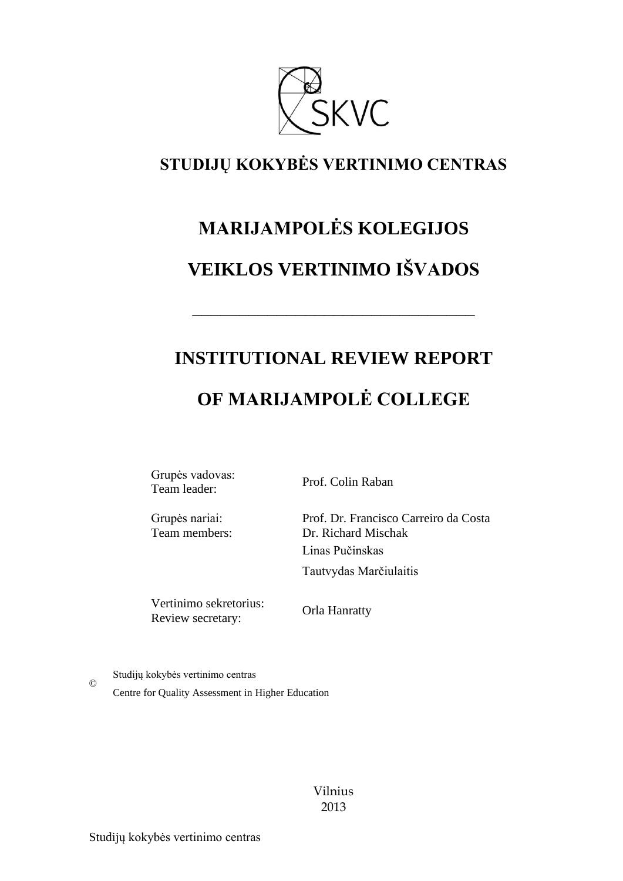SKVC

# STUDIJŲ KOKYBĖS VERTINIMO CENTRAS

# MARIJAMPOLĖS KOLEGIJOS

# VEIKLOS VERTINIMO IŠVADOS

---

# INSTITUTIONAL REVIEW REPORT

# OF MARIJAMPOLĖ COLLEGE

| | |
|---|---|
| Grupės vadovas:<br>Team leader: | Prof. Colin Raban |
| Grupės nariai:<br>Team members: | Prof. Dr. Francisco Carreiro da Costa<br>Dr. Richard Mischak<br>Linas Pučinskas<br>Tautvydas Marčiulaitis |
| Vertinimo sekretorius:<br>Review secretary: | Orla Hanratty |

© Studijų kokybės vertinimo centras
Centre for Quality Assessment in Higher Education

Vilnius
2013

Studijų kokybės vertinimo centras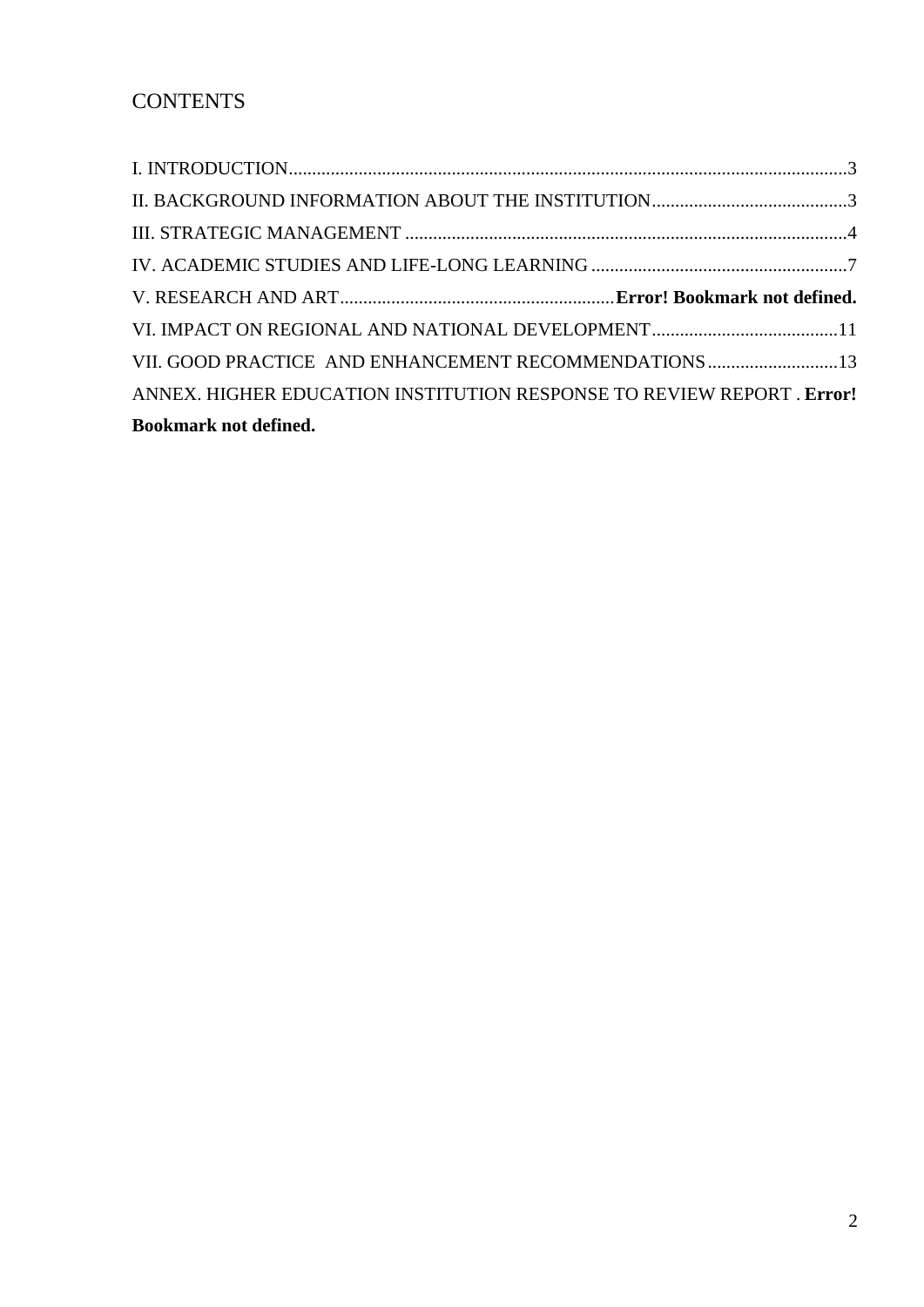# CONTENTS

I. INTRODUCTION........................................................................................................................3

II. BACKGROUND INFORMATION ABOUT THE INSTITUTION...........................................3

III. STRATEGIC MANAGEMENT ...............................................................................................4

IV. ACADEMIC STUDIES AND LIFE-LONG LEARNING .......................................................7

V. RESEARCH AND ART...........................................................**Error! Bookmark not defined.**

VI. IMPACT ON REGIONAL AND NATIONAL DEVELOPMENT........................................11

VII. GOOD PRACTICE AND ENHANCEMENT RECOMMENDATIONS............................13

ANNEX. HIGHER EDUCATION INSTITUTION RESPONSE TO REVIEW REPORT . **Error! Bookmark not defined.**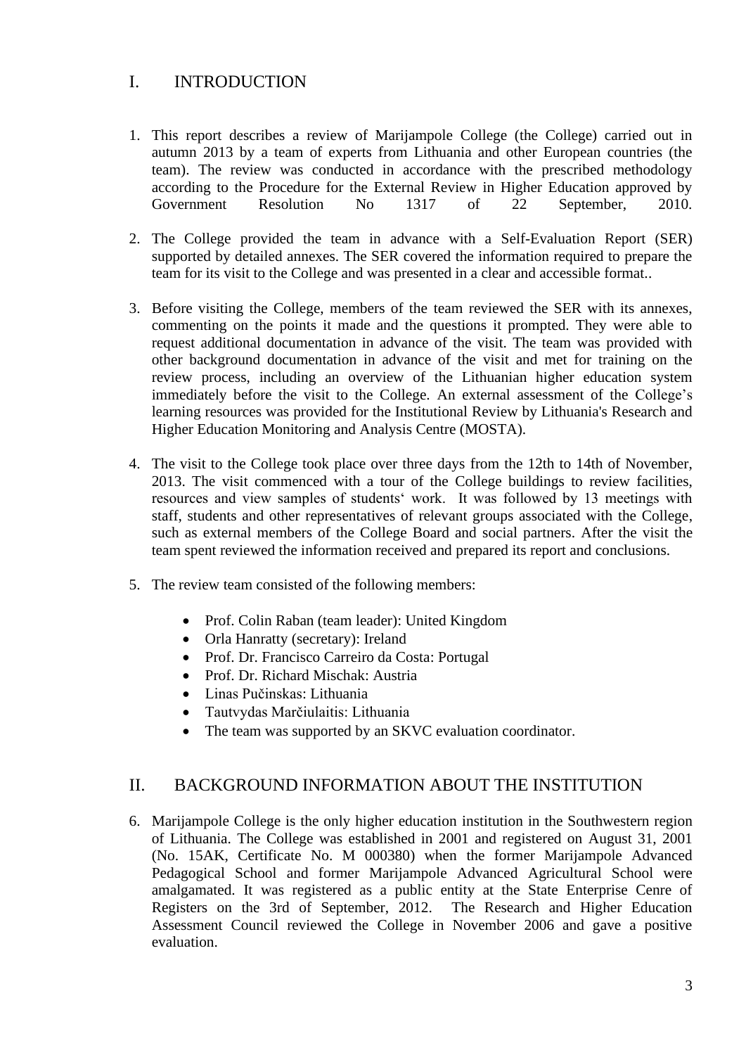# I. INTRODUCTION

1. This report describes a review of Marijampole College (the College) carried out in autumn 2013 by a team of experts from Lithuania and other European countries (the team). The review was conducted in accordance with the prescribed methodology according to the Procedure for the External Review in Higher Education approved by Government Resolution No 1317 of 22 September, 2010.

2. The College provided the team in advance with a Self-Evaluation Report (SER) supported by detailed annexes. The SER covered the information required to prepare the team for its visit to the College and was presented in a clear and accessible format..

3. Before visiting the College, members of the team reviewed the SER with its annexes, commenting on the points it made and the questions it prompted. They were able to request additional documentation in advance of the visit. The team was provided with other background documentation in advance of the visit and met for training on the review process, including an overview of the Lithuanian higher education system immediately before the visit to the College. An external assessment of the College's learning resources was provided for the Institutional Review by Lithuania's Research and Higher Education Monitoring and Analysis Centre (MOSTA).

4. The visit to the College took place over three days from the 12th to 14th of November, 2013. The visit commenced with a tour of the College buildings to review facilities, resources and view samples of students' work. It was followed by 13 meetings with staff, students and other representatives of relevant groups associated with the College, such as external members of the College Board and social partners. After the visit the team spent reviewed the information received and prepared its report and conclusions.

5. The review team consisted of the following members:

   - Prof. Colin Raban (team leader): United Kingdom
   - Orla Hanratty (secretary): Ireland
   - Prof. Dr. Francisco Carreiro da Costa: Portugal
   - Prof. Dr. Richard Mischak: Austria
   - Linas Pučinskas: Lithuania
   - Tautvydas Marčiulaitis: Lithuania
   - The team was supported by an SKVC evaluation coordinator.

# II. BACKGROUND INFORMATION ABOUT THE INSTITUTION

6. Marijampole College is the only higher education institution in the Southwestern region of Lithuania. The College was established in 2001 and registered on August 31, 2001 (No. 15AK, Certificate No. M 000380) when the former Marijampole Advanced Pedagogical School and former Marijampole Advanced Agricultural School were amalgamated. It was registered as a public entity at the State Enterprise Cenre of Registers on the 3rd of September, 2012. The Research and Higher Education Assessment Council reviewed the College in November 2006 and gave a positive evaluation.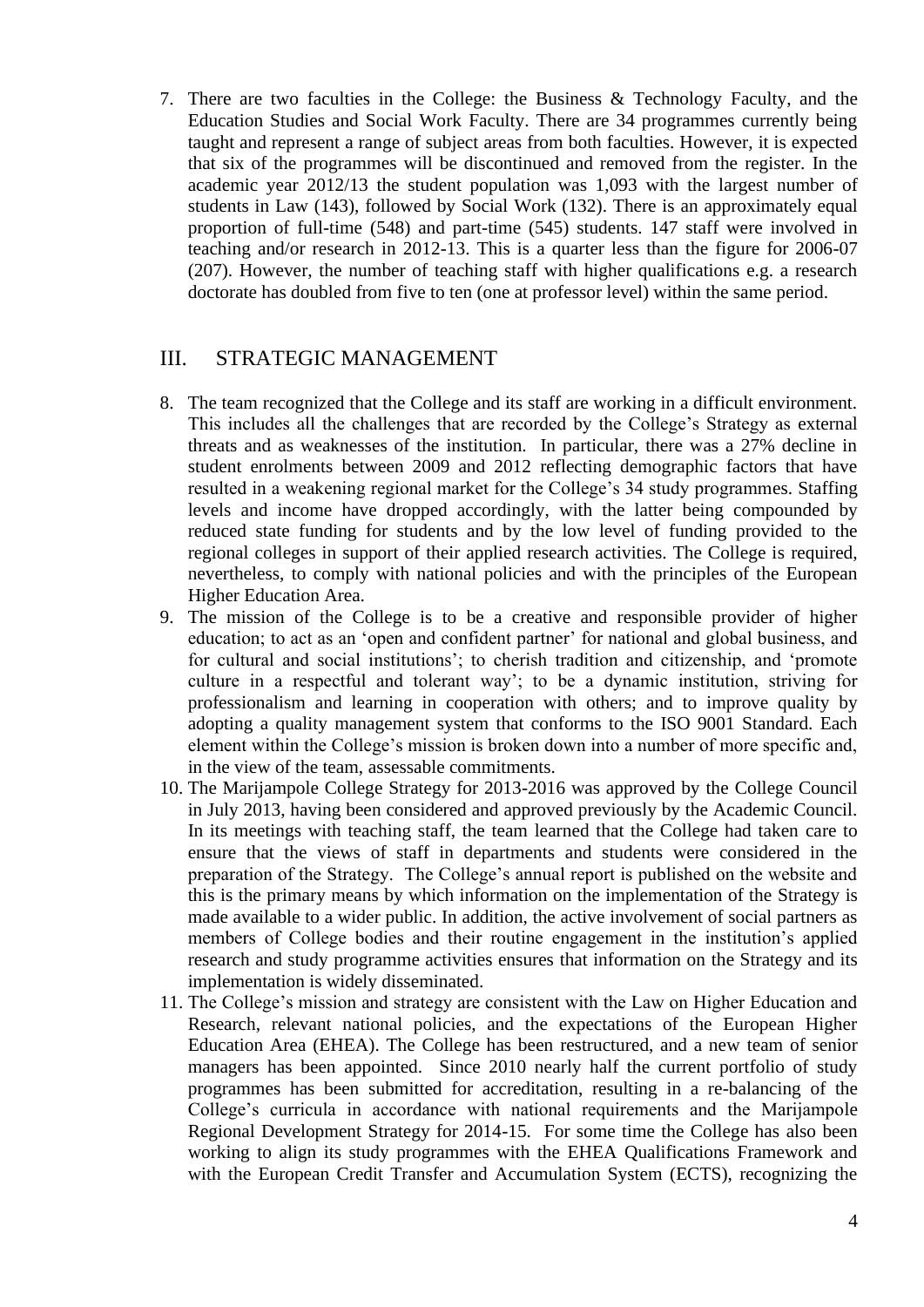7. There are two faculties in the College: the Business & Technology Faculty, and the Education Studies and Social Work Faculty. There are 34 programmes currently being taught and represent a range of subject areas from both faculties. However, it is expected that six of the programmes will be discontinued and removed from the register. In the academic year 2012/13 the student population was 1,093 with the largest number of students in Law (143), followed by Social Work (132). There is an approximately equal proportion of full-time (548) and part-time (545) students. 147 staff were involved in teaching and/or research in 2012-13. This is a quarter less than the figure for 2006-07 (207). However, the number of teaching staff with higher qualifications e.g. a research doctorate has doubled from five to ten (one at professor level) within the same period.

## III. STRATEGIC MANAGEMENT

8. The team recognized that the College and its staff are working in a difficult environment. This includes all the challenges that are recorded by the College's Strategy as external threats and as weaknesses of the institution. In particular, there was a 27% decline in student enrolments between 2009 and 2012 reflecting demographic factors that have resulted in a weakening regional market for the College's 34 study programmes. Staffing levels and income have dropped accordingly, with the latter being compounded by reduced state funding for students and by the low level of funding provided to the regional colleges in support of their applied research activities. The College is required, nevertheless, to comply with national policies and with the principles of the European Higher Education Area.
9. The mission of the College is to be a creative and responsible provider of higher education; to act as an 'open and confident partner' for national and global business, and for cultural and social institutions'; to cherish tradition and citizenship, and 'promote culture in a respectful and tolerant way'; to be a dynamic institution, striving for professionalism and learning in cooperation with others; and to improve quality by adopting a quality management system that conforms to the ISO 9001 Standard. Each element within the College's mission is broken down into a number of more specific and, in the view of the team, assessable commitments.
10. The Marijampole College Strategy for 2013-2016 was approved by the College Council in July 2013, having been considered and approved previously by the Academic Council. In its meetings with teaching staff, the team learned that the College had taken care to ensure that the views of staff in departments and students were considered in the preparation of the Strategy. The College's annual report is published on the website and this is the primary means by which information on the implementation of the Strategy is made available to a wider public. In addition, the active involvement of social partners as members of College bodies and their routine engagement in the institution's applied research and study programme activities ensures that information on the Strategy and its implementation is widely disseminated.
11. The College's mission and strategy are consistent with the Law on Higher Education and Research, relevant national policies, and the expectations of the European Higher Education Area (EHEA). The College has been restructured, and a new team of senior managers has been appointed. Since 2010 nearly half the current portfolio of study programmes has been submitted for accreditation, resulting in a re-balancing of the College's curricula in accordance with national requirements and the Marijampole Regional Development Strategy for 2014-15. For some time the College has also been working to align its study programmes with the EHEA Qualifications Framework and with the European Credit Transfer and Accumulation System (ECTS), recognizing the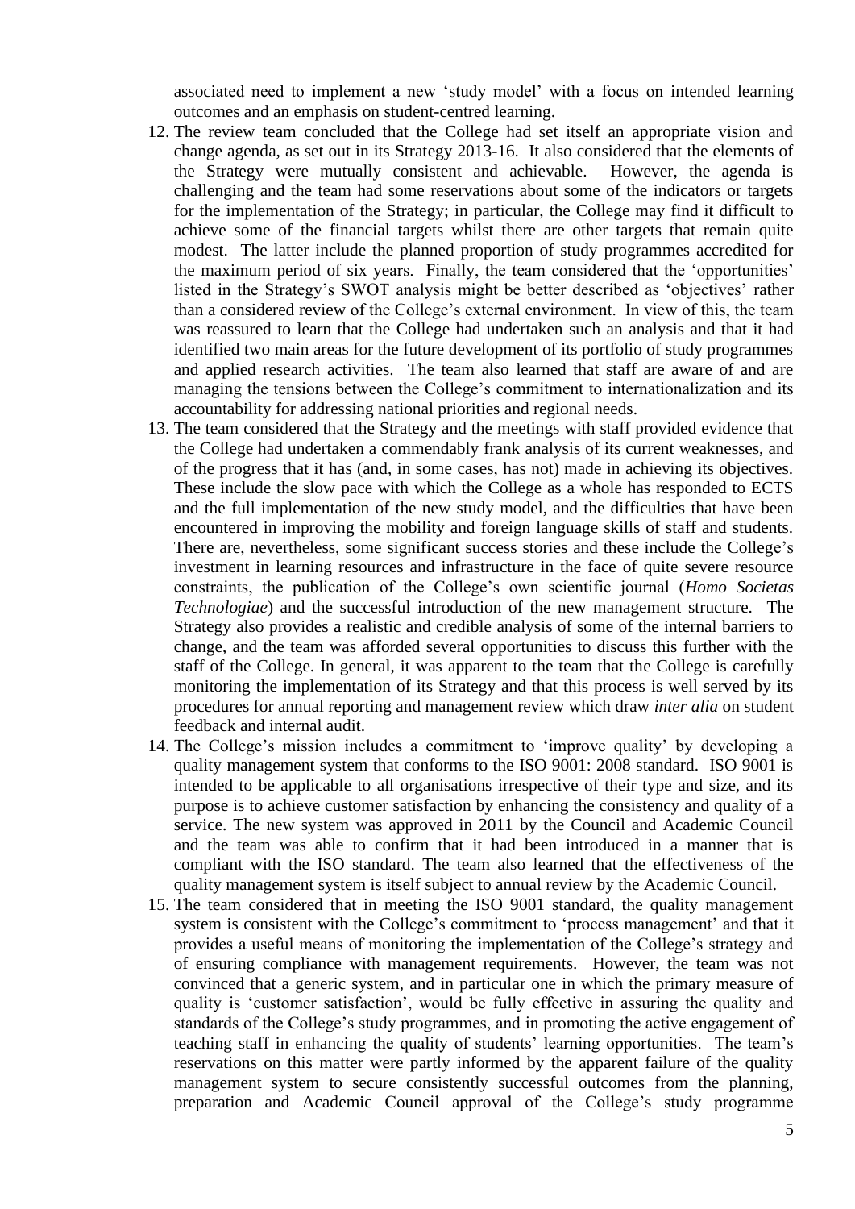associated need to implement a new 'study model' with a focus on intended learning outcomes and an emphasis on student-centred learning.

12. The review team concluded that the College had set itself an appropriate vision and change agenda, as set out in its Strategy 2013-16. It also considered that the elements of the Strategy were mutually consistent and achievable. However, the agenda is challenging and the team had some reservations about some of the indicators or targets for the implementation of the Strategy; in particular, the College may find it difficult to achieve some of the financial targets whilst there are other targets that remain quite modest. The latter include the planned proportion of study programmes accredited for the maximum period of six years. Finally, the team considered that the 'opportunities' listed in the Strategy's SWOT analysis might be better described as 'objectives' rather than a considered review of the College's external environment. In view of this, the team was reassured to learn that the College had undertaken such an analysis and that it had identified two main areas for the future development of its portfolio of study programmes and applied research activities. The team also learned that staff are aware of and are managing the tensions between the College's commitment to internationalization and its accountability for addressing national priorities and regional needs.
13. The team considered that the Strategy and the meetings with staff provided evidence that the College had undertaken a commendably frank analysis of its current weaknesses, and of the progress that it has (and, in some cases, has not) made in achieving its objectives. These include the slow pace with which the College as a whole has responded to ECTS and the full implementation of the new study model, and the difficulties that have been encountered in improving the mobility and foreign language skills of staff and students. There are, nevertheless, some significant success stories and these include the College's investment in learning resources and infrastructure in the face of quite severe resource constraints, the publication of the College's own scientific journal (*Homo Societas Technologiae*) and the successful introduction of the new management structure. The Strategy also provides a realistic and credible analysis of some of the internal barriers to change, and the team was afforded several opportunities to discuss this further with the staff of the College. In general, it was apparent to the team that the College is carefully monitoring the implementation of its Strategy and that this process is well served by its procedures for annual reporting and management review which draw *inter alia* on student feedback and internal audit.
14. The College's mission includes a commitment to 'improve quality' by developing a quality management system that conforms to the ISO 9001: 2008 standard. ISO 9001 is intended to be applicable to all organisations irrespective of their type and size, and its purpose is to achieve customer satisfaction by enhancing the consistency and quality of a service. The new system was approved in 2011 by the Council and Academic Council and the team was able to confirm that it had been introduced in a manner that is compliant with the ISO standard. The team also learned that the effectiveness of the quality management system is itself subject to annual review by the Academic Council.
15. The team considered that in meeting the ISO 9001 standard, the quality management system is consistent with the College's commitment to 'process management' and that it provides a useful means of monitoring the implementation of the College's strategy and of ensuring compliance with management requirements. However, the team was not convinced that a generic system, and in particular one in which the primary measure of quality is 'customer satisfaction', would be fully effective in assuring the quality and standards of the College's study programmes, and in promoting the active engagement of teaching staff in enhancing the quality of students' learning opportunities. The team's reservations on this matter were partly informed by the apparent failure of the quality management system to secure consistently successful outcomes from the planning, preparation and Academic Council approval of the College's study programme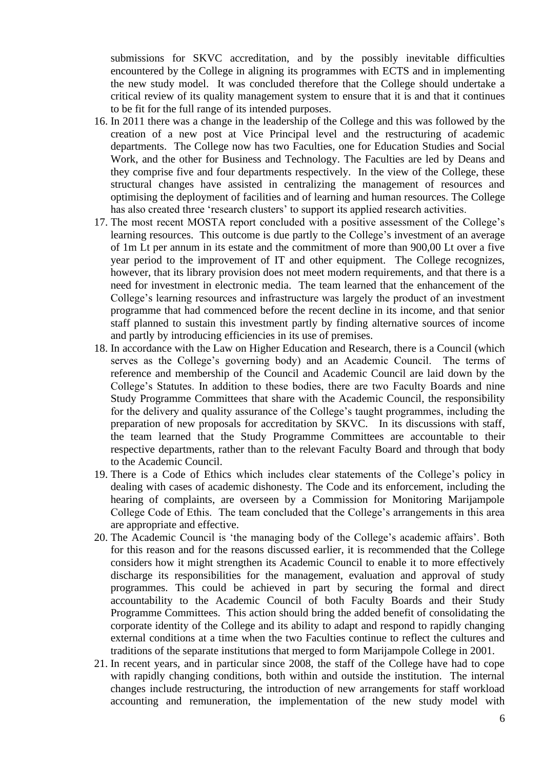submissions for SKVC accreditation, and by the possibly inevitable difficulties encountered by the College in aligning its programmes with ECTS and in implementing the new study model. It was concluded therefore that the College should undertake a critical review of its quality management system to ensure that it is and that it continues to be fit for the full range of its intended purposes.

16. In 2011 there was a change in the leadership of the College and this was followed by the creation of a new post at Vice Principal level and the restructuring of academic departments. The College now has two Faculties, one for Education Studies and Social Work, and the other for Business and Technology. The Faculties are led by Deans and they comprise five and four departments respectively. In the view of the College, these structural changes have assisted in centralizing the management of resources and optimising the deployment of facilities and of learning and human resources. The College has also created three 'research clusters' to support its applied research activities.
17. The most recent MOSTA report concluded with a positive assessment of the College's learning resources. This outcome is due partly to the College's investment of an average of 1m Lt per annum in its estate and the commitment of more than 900,00 Lt over a five year period to the improvement of IT and other equipment. The College recognizes, however, that its library provision does not meet modern requirements, and that there is a need for investment in electronic media. The team learned that the enhancement of the College's learning resources and infrastructure was largely the product of an investment programme that had commenced before the recent decline in its income, and that senior staff planned to sustain this investment partly by finding alternative sources of income and partly by introducing efficiencies in its use of premises.
18. In accordance with the Law on Higher Education and Research, there is a Council (which serves as the College's governing body) and an Academic Council. The terms of reference and membership of the Council and Academic Council are laid down by the College's Statutes. In addition to these bodies, there are two Faculty Boards and nine Study Programme Committees that share with the Academic Council, the responsibility for the delivery and quality assurance of the College's taught programmes, including the preparation of new proposals for accreditation by SKVC. In its discussions with staff, the team learned that the Study Programme Committees are accountable to their respective departments, rather than to the relevant Faculty Board and through that body to the Academic Council.
19. There is a Code of Ethics which includes clear statements of the College's policy in dealing with cases of academic dishonesty. The Code and its enforcement, including the hearing of complaints, are overseen by a Commission for Monitoring Marijampole College Code of Ethis. The team concluded that the College's arrangements in this area are appropriate and effective.
20. The Academic Council is 'the managing body of the College's academic affairs'. Both for this reason and for the reasons discussed earlier, it is recommended that the College considers how it might strengthen its Academic Council to enable it to more effectively discharge its responsibilities for the management, evaluation and approval of study programmes. This could be achieved in part by securing the formal and direct accountability to the Academic Council of both Faculty Boards and their Study Programme Committees. This action should bring the added benefit of consolidating the corporate identity of the College and its ability to adapt and respond to rapidly changing external conditions at a time when the two Faculties continue to reflect the cultures and traditions of the separate institutions that merged to form Marijampole College in 2001.
21. In recent years, and in particular since 2008, the staff of the College have had to cope with rapidly changing conditions, both within and outside the institution. The internal changes include restructuring, the introduction of new arrangements for staff workload accounting and remuneration, the implementation of the new study model with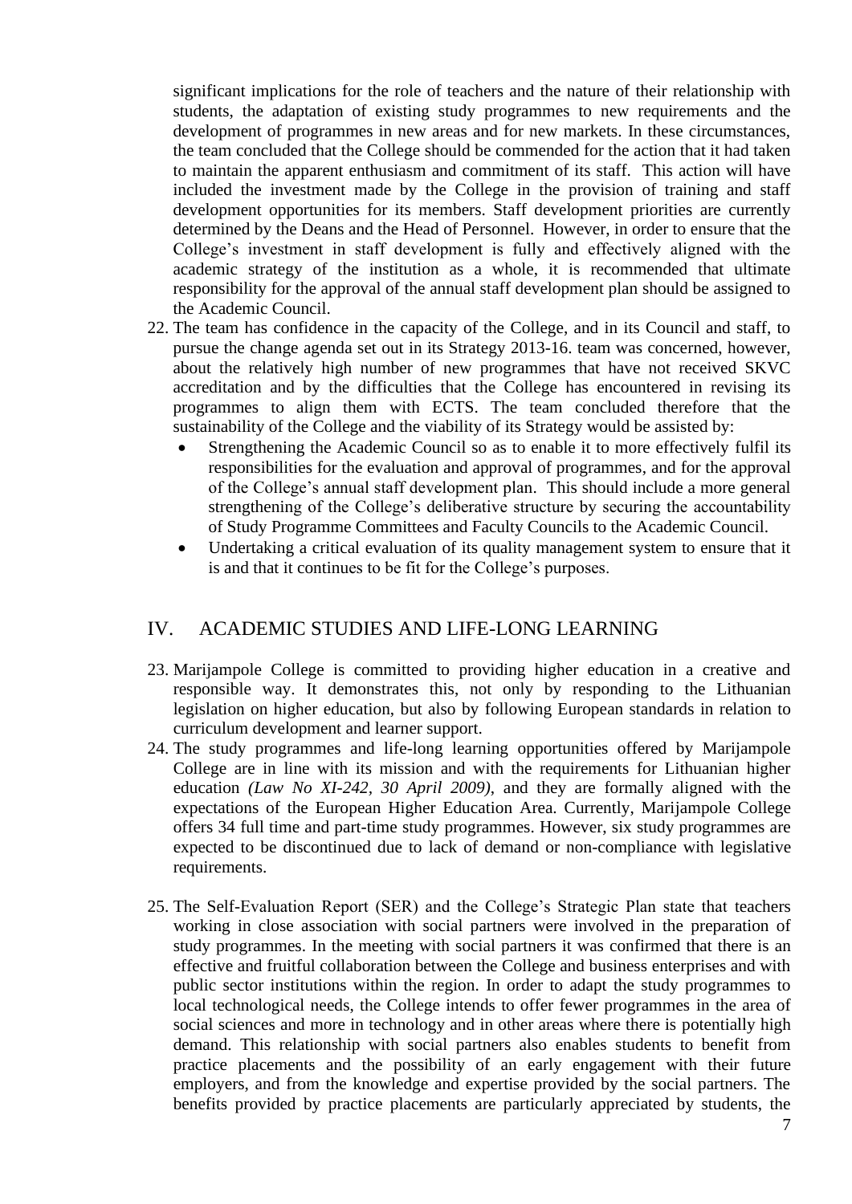significant implications for the role of teachers and the nature of their relationship with students, the adaptation of existing study programmes to new requirements and the development of programmes in new areas and for new markets. In these circumstances, the team concluded that the College should be commended for the action that it had taken to maintain the apparent enthusiasm and commitment of its staff. This action will have included the investment made by the College in the provision of training and staff development opportunities for its members. Staff development priorities are currently determined by the Deans and the Head of Personnel. However, in order to ensure that the College's investment in staff development is fully and effectively aligned with the academic strategy of the institution as a whole, it is recommended that ultimate responsibility for the approval of the annual staff development plan should be assigned to the Academic Council.

22. The team has confidence in the capacity of the College, and in its Council and staff, to pursue the change agenda set out in its Strategy 2013-16. team was concerned, however, about the relatively high number of new programmes that have not received SKVC accreditation and by the difficulties that the College has encountered in revising its programmes to align them with ECTS. The team concluded therefore that the sustainability of the College and the viability of its Strategy would be assisted by:
    - Strengthening the Academic Council so as to enable it to more effectively fulfil its responsibilities for the evaluation and approval of programmes, and for the approval of the College's annual staff development plan. This should include a more general strengthening of the College's deliberative structure by securing the accountability of Study Programme Committees and Faculty Councils to the Academic Council.
    - Undertaking a critical evaluation of its quality management system to ensure that it is and that it continues to be fit for the College's purposes.

## IV. ACADEMIC STUDIES AND LIFE-LONG LEARNING

23. Marijampole College is committed to providing higher education in a creative and responsible way. It demonstrates this, not only by responding to the Lithuanian legislation on higher education, but also by following European standards in relation to curriculum development and learner support.

24. The study programmes and life-long learning opportunities offered by Marijampole College are in line with its mission and with the requirements for Lithuanian higher education *(Law No XI-242, 30 April 2009)*, and they are formally aligned with the expectations of the European Higher Education Area. Currently, Marijampole College offers 34 full time and part-time study programmes. However, six study programmes are expected to be discontinued due to lack of demand or non-compliance with legislative requirements.

25. The Self-Evaluation Report (SER) and the College's Strategic Plan state that teachers working in close association with social partners were involved in the preparation of study programmes. In the meeting with social partners it was confirmed that there is an effective and fruitful collaboration between the College and business enterprises and with public sector institutions within the region. In order to adapt the study programmes to local technological needs, the College intends to offer fewer programmes in the area of social sciences and more in technology and in other areas where there is potentially high demand. This relationship with social partners also enables students to benefit from practice placements and the possibility of an early engagement with their future employers, and from the knowledge and expertise provided by the social partners. The benefits provided by practice placements are particularly appreciated by students, the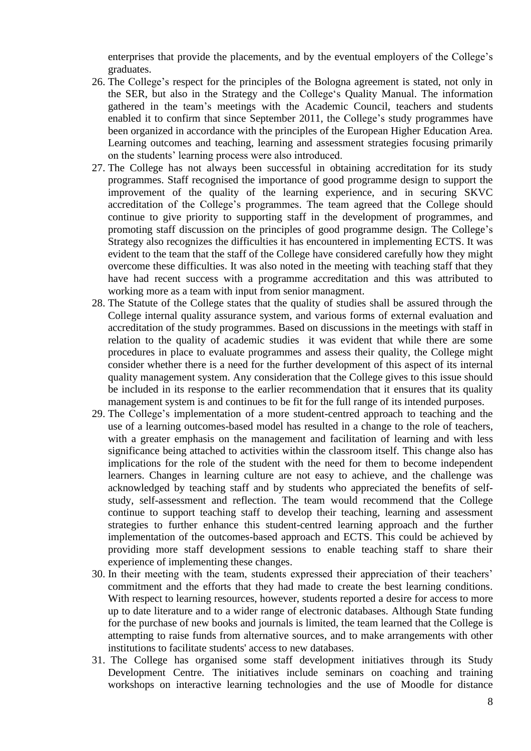enterprises that provide the placements, and by the eventual employers of the College's graduates.

26. The College's respect for the principles of the Bologna agreement is stated, not only in the SER, but also in the Strategy and the College's Quality Manual. The information gathered in the team's meetings with the Academic Council, teachers and students enabled it to confirm that since September 2011, the College's study programmes have been organized in accordance with the principles of the European Higher Education Area. Learning outcomes and teaching, learning and assessment strategies focusing primarily on the students' learning process were also introduced.
27. The College has not always been successful in obtaining accreditation for its study programmes. Staff recognised the importance of good programme design to support the improvement of the quality of the learning experience, and in securing SKVC accreditation of the College's programmes. The team agreed that the College should continue to give priority to supporting staff in the development of programmes, and promoting staff discussion on the principles of good programme design. The College's Strategy also recognizes the difficulties it has encountered in implementing ECTS. It was evident to the team that the staff of the College have considered carefully how they might overcome these difficulties. It was also noted in the meeting with teaching staff that they have had recent success with a programme accreditation and this was attributed to working more as a team with input from senior managment.
28. The Statute of the College states that the quality of studies shall be assured through the College internal quality assurance system, and various forms of external evaluation and accreditation of the study programmes. Based on discussions in the meetings with staff in relation to the quality of academic studies it was evident that while there are some procedures in place to evaluate programmes and assess their quality, the College might consider whether there is a need for the further development of this aspect of its internal quality management system. Any consideration that the College gives to this issue should be included in its response to the earlier recommendation that it ensures that its quality management system is and continues to be fit for the full range of its intended purposes.
29. The College's implementation of a more student-centred approach to teaching and the use of a learning outcomes-based model has resulted in a change to the role of teachers, with a greater emphasis on the management and facilitation of learning and with less significance being attached to activities within the classroom itself. This change also has implications for the role of the student with the need for them to become independent learners. Changes in learning culture are not easy to achieve, and the challenge was acknowledged by teaching staff and by students who appreciated the benefits of self-study, self-assessment and reflection. The team would recommend that the College continue to support teaching staff to develop their teaching, learning and assessment strategies to further enhance this student-centred learning approach and the further implementation of the outcomes-based approach and ECTS. This could be achieved by providing more staff development sessions to enable teaching staff to share their experience of implementing these changes.
30. In their meeting with the team, students expressed their appreciation of their teachers' commitment and the efforts that they had made to create the best learning conditions. With respect to learning resources, however, students reported a desire for access to more up to date literature and to a wider range of electronic databases. Although State funding for the purchase of new books and journals is limited, the team learned that the College is attempting to raise funds from alternative sources, and to make arrangements with other institutions to facilitate students' access to new databases.
31. The College has organised some staff development initiatives through its Study Development Centre. The initiatives include seminars on coaching and training workshops on interactive learning technologies and the use of Moodle for distance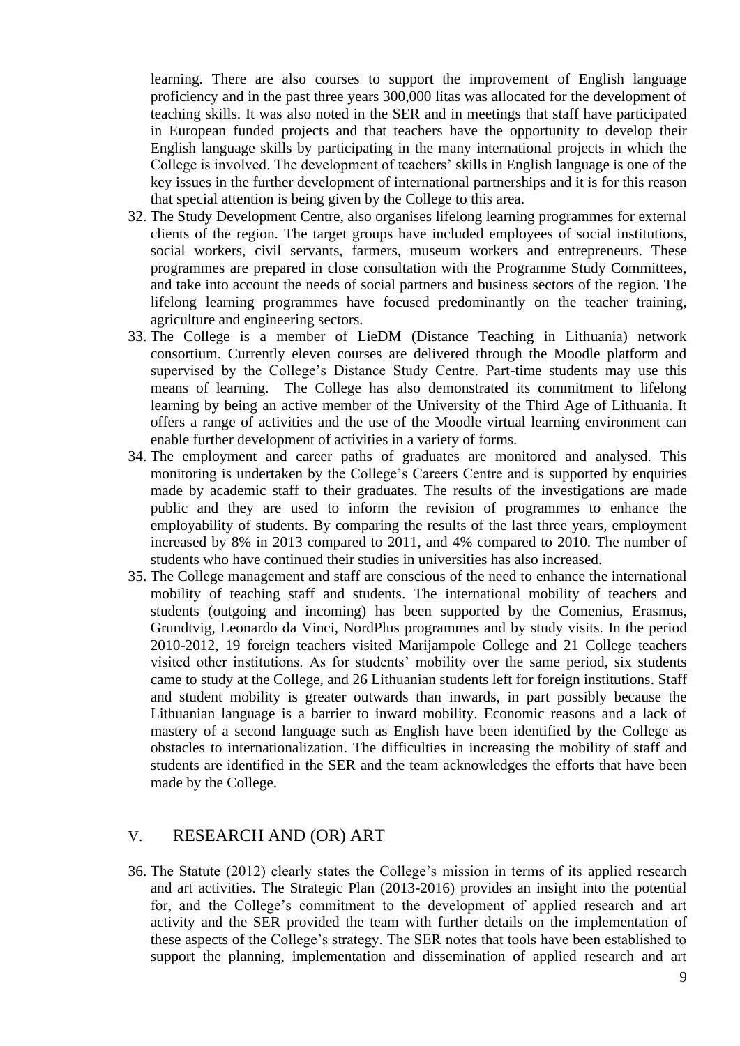learning. There are also courses to support the improvement of English language proficiency and in the past three years 300,000 litas was allocated for the development of teaching skills. It was also noted in the SER and in meetings that staff have participated in European funded projects and that teachers have the opportunity to develop their English language skills by participating in the many international projects in which the College is involved. The development of teachers' skills in English language is one of the key issues in the further development of international partnerships and it is for this reason that special attention is being given by the College to this area.

32. The Study Development Centre, also organises lifelong learning programmes for external clients of the region. The target groups have included employees of social institutions, social workers, civil servants, farmers, museum workers and entrepreneurs. These programmes are prepared in close consultation with the Programme Study Committees, and take into account the needs of social partners and business sectors of the region. The lifelong learning programmes have focused predominantly on the teacher training, agriculture and engineering sectors.
33. The College is a member of LieDM (Distance Teaching in Lithuania) network consortium. Currently eleven courses are delivered through the Moodle platform and supervised by the College's Distance Study Centre. Part-time students may use this means of learning. The College has also demonstrated its commitment to lifelong learning by being an active member of the University of the Third Age of Lithuania. It offers a range of activities and the use of the Moodle virtual learning environment can enable further development of activities in a variety of forms.
34. The employment and career paths of graduates are monitored and analysed. This monitoring is undertaken by the College's Careers Centre and is supported by enquiries made by academic staff to their graduates. The results of the investigations are made public and they are used to inform the revision of programmes to enhance the employability of students. By comparing the results of the last three years, employment increased by 8% in 2013 compared to 2011, and 4% compared to 2010. The number of students who have continued their studies in universities has also increased.
35. The College management and staff are conscious of the need to enhance the international mobility of teaching staff and students. The international mobility of teachers and students (outgoing and incoming) has been supported by the Comenius, Erasmus, Grundtvig, Leonardo da Vinci, NordPlus programmes and by study visits. In the period 2010-2012, 19 foreign teachers visited Marijampole College and 21 College teachers visited other institutions. As for students' mobility over the same period, six students came to study at the College, and 26 Lithuanian students left for foreign institutions. Staff and student mobility is greater outwards than inwards, in part possibly because the Lithuanian language is a barrier to inward mobility. Economic reasons and a lack of mastery of a second language such as English have been identified by the College as obstacles to internationalization. The difficulties in increasing the mobility of staff and students are identified in the SER and the team acknowledges the efforts that have been made by the College.

## V. RESEARCH AND (OR) ART

36. The Statute (2012) clearly states the College's mission in terms of its applied research and art activities. The Strategic Plan (2013-2016) provides an insight into the potential for, and the College's commitment to the development of applied research and art activity and the SER provided the team with further details on the implementation of these aspects of the College's strategy. The SER notes that tools have been established to support the planning, implementation and dissemination of applied research and art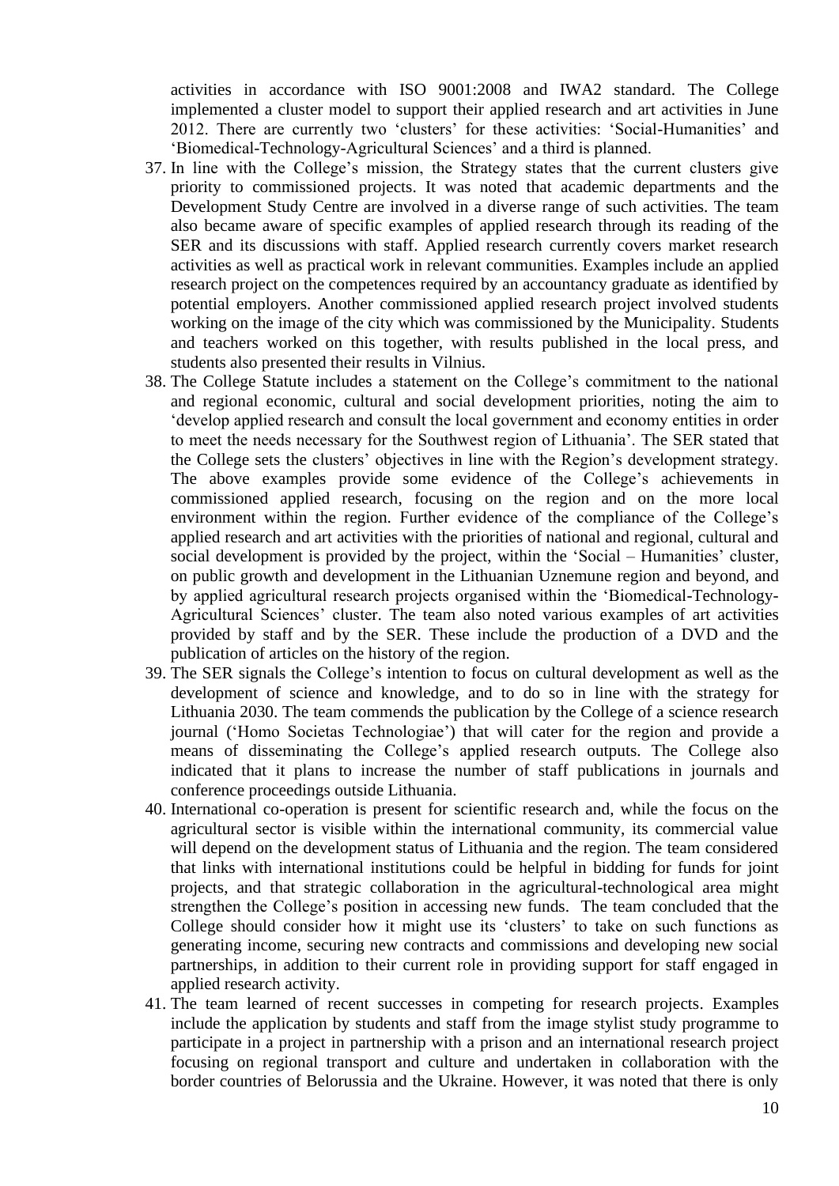activities in accordance with ISO 9001:2008 and IWA2 standard. The College implemented a cluster model to support their applied research and art activities in June 2012. There are currently two 'clusters' for these activities: 'Social-Humanities' and 'Biomedical-Technology-Agricultural Sciences' and a third is planned.

37. In line with the College's mission, the Strategy states that the current clusters give priority to commissioned projects. It was noted that academic departments and the Development Study Centre are involved in a diverse range of such activities. The team also became aware of specific examples of applied research through its reading of the SER and its discussions with staff. Applied research currently covers market research activities as well as practical work in relevant communities. Examples include an applied research project on the competences required by an accountancy graduate as identified by potential employers. Another commissioned applied research project involved students working on the image of the city which was commissioned by the Municipality. Students and teachers worked on this together, with results published in the local press, and students also presented their results in Vilnius.
38. The College Statute includes a statement on the College's commitment to the national and regional economic, cultural and social development priorities, noting the aim to 'develop applied research and consult the local government and economy entities in order to meet the needs necessary for the Southwest region of Lithuania'. The SER stated that the College sets the clusters' objectives in line with the Region's development strategy. The above examples provide some evidence of the College's achievements in commissioned applied research, focusing on the region and on the more local environment within the region. Further evidence of the compliance of the College's applied research and art activities with the priorities of national and regional, cultural and social development is provided by the project, within the 'Social – Humanities' cluster, on public growth and development in the Lithuanian Uznemune region and beyond, and by applied agricultural research projects organised within the 'Biomedical-Technology-Agricultural Sciences' cluster. The team also noted various examples of art activities provided by staff and by the SER. These include the production of a DVD and the publication of articles on the history of the region.
39. The SER signals the College's intention to focus on cultural development as well as the development of science and knowledge, and to do so in line with the strategy for Lithuania 2030. The team commends the publication by the College of a science research journal ('Homo Societas Technologiae') that will cater for the region and provide a means of disseminating the College's applied research outputs. The College also indicated that it plans to increase the number of staff publications in journals and conference proceedings outside Lithuania.
40. International co-operation is present for scientific research and, while the focus on the agricultural sector is visible within the international community, its commercial value will depend on the development status of Lithuania and the region. The team considered that links with international institutions could be helpful in bidding for funds for joint projects, and that strategic collaboration in the agricultural-technological area might strengthen the College's position in accessing new funds. The team concluded that the College should consider how it might use its 'clusters' to take on such functions as generating income, securing new contracts and commissions and developing new social partnerships, in addition to their current role in providing support for staff engaged in applied research activity.
41. The team learned of recent successes in competing for research projects. Examples include the application by students and staff from the image stylist study programme to participate in a project in partnership with a prison and an international research project focusing on regional transport and culture and undertaken in collaboration with the border countries of Belorussia and the Ukraine. However, it was noted that there is only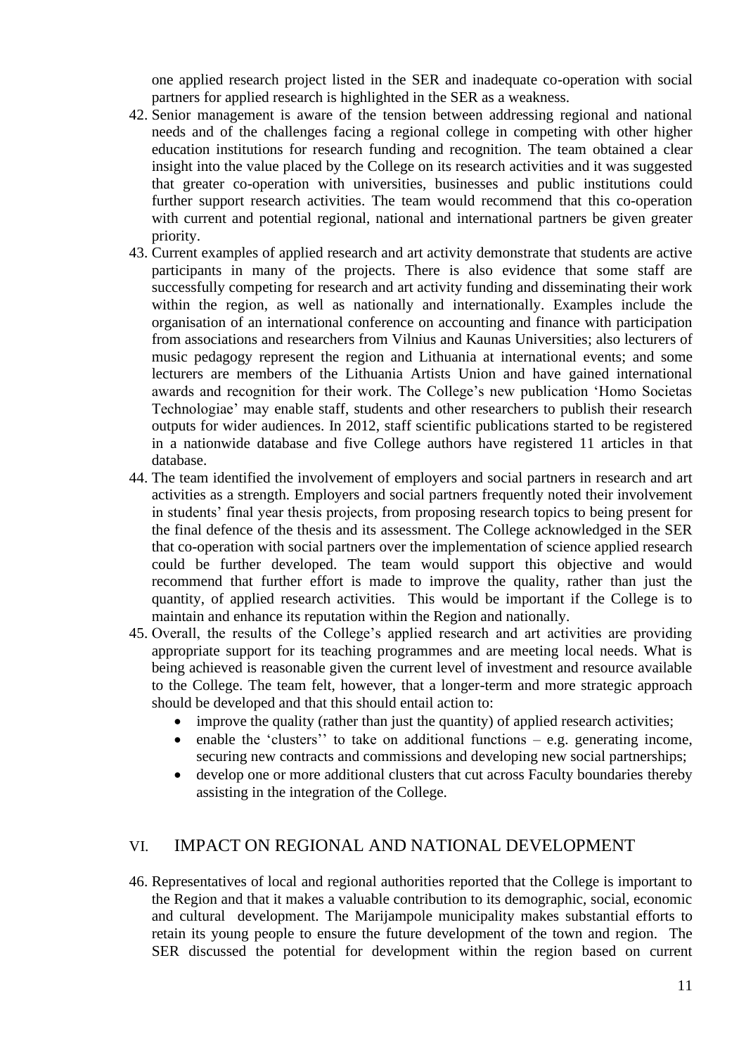one applied research project listed in the SER and inadequate co-operation with social partners for applied research is highlighted in the SER as a weakness.

42. Senior management is aware of the tension between addressing regional and national needs and of the challenges facing a regional college in competing with other higher education institutions for research funding and recognition. The team obtained a clear insight into the value placed by the College on its research activities and it was suggested that greater co-operation with universities, businesses and public institutions could further support research activities. The team would recommend that this co-operation with current and potential regional, national and international partners be given greater priority.
43. Current examples of applied research and art activity demonstrate that students are active participants in many of the projects. There is also evidence that some staff are successfully competing for research and art activity funding and disseminating their work within the region, as well as nationally and internationally. Examples include the organisation of an international conference on accounting and finance with participation from associations and researchers from Vilnius and Kaunas Universities; also lecturers of music pedagogy represent the region and Lithuania at international events; and some lecturers are members of the Lithuania Artists Union and have gained international awards and recognition for their work. The College's new publication 'Homo Societas Technologiae' may enable staff, students and other researchers to publish their research outputs for wider audiences. In 2012, staff scientific publications started to be registered in a nationwide database and five College authors have registered 11 articles in that database.
44. The team identified the involvement of employers and social partners in research and art activities as a strength. Employers and social partners frequently noted their involvement in students' final year thesis projects, from proposing research topics to being present for the final defence of the thesis and its assessment. The College acknowledged in the SER that co-operation with social partners over the implementation of science applied research could be further developed. The team would support this objective and would recommend that further effort is made to improve the quality, rather than just the quantity, of applied research activities. This would be important if the College is to maintain and enhance its reputation within the Region and nationally.
45. Overall, the results of the College's applied research and art activities are providing appropriate support for its teaching programmes and are meeting local needs. What is being achieved is reasonable given the current level of investment and resource available to the College. The team felt, however, that a longer-term and more strategic approach should be developed and that this should entail action to:
    - improve the quality (rather than just the quantity) of applied research activities;
    - enable the 'clusters'' to take on additional functions – e.g. generating income, securing new contracts and commissions and developing new social partnerships;
    - develop one or more additional clusters that cut across Faculty boundaries thereby assisting in the integration of the College.

## VI. IMPACT ON REGIONAL AND NATIONAL DEVELOPMENT

46. Representatives of local and regional authorities reported that the College is important to the Region and that it makes a valuable contribution to its demographic, social, economic and cultural development. The Marijampole municipality makes substantial efforts to retain its young people to ensure the future development of the town and region. The SER discussed the potential for development within the region based on current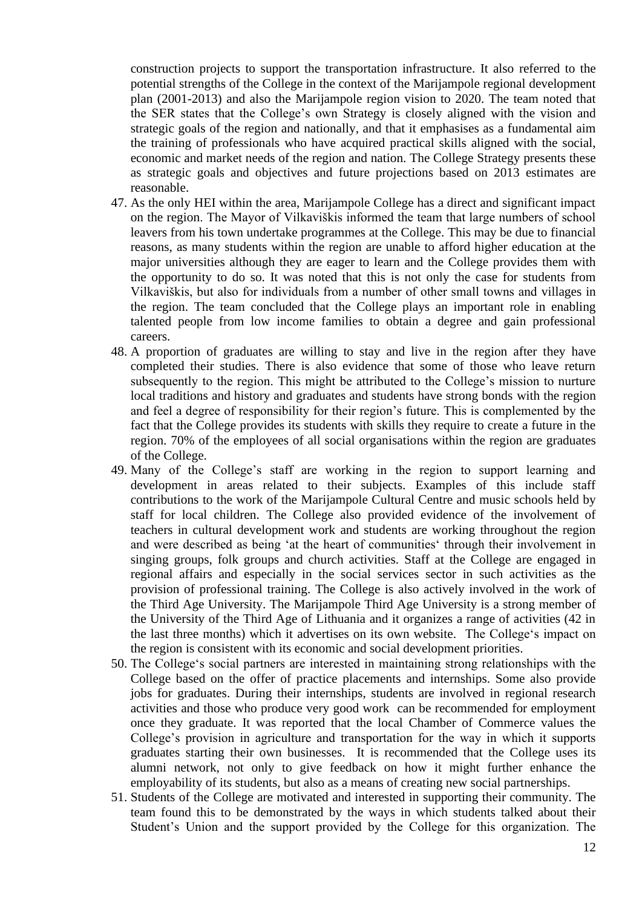construction projects to support the transportation infrastructure. It also referred to the potential strengths of the College in the context of the Marijampole regional development plan (2001-2013) and also the Marijampole region vision to 2020. The team noted that the SER states that the College's own Strategy is closely aligned with the vision and strategic goals of the region and nationally, and that it emphasises as a fundamental aim the training of professionals who have acquired practical skills aligned with the social, economic and market needs of the region and nation. The College Strategy presents these as strategic goals and objectives and future projections based on 2013 estimates are reasonable.

47. As the only HEI within the area, Marijampole College has a direct and significant impact on the region. The Mayor of Vilkaviškis informed the team that large numbers of school leavers from his town undertake programmes at the College. This may be due to financial reasons, as many students within the region are unable to afford higher education at the major universities although they are eager to learn and the College provides them with the opportunity to do so. It was noted that this is not only the case for students from Vilkaviškis, but also for individuals from a number of other small towns and villages in the region. The team concluded that the College plays an important role in enabling talented people from low income families to obtain a degree and gain professional careers.
48. A proportion of graduates are willing to stay and live in the region after they have completed their studies. There is also evidence that some of those who leave return subsequently to the region. This might be attributed to the College's mission to nurture local traditions and history and graduates and students have strong bonds with the region and feel a degree of responsibility for their region's future. This is complemented by the fact that the College provides its students with skills they require to create a future in the region. 70% of the employees of all social organisations within the region are graduates of the College.
49. Many of the College's staff are working in the region to support learning and development in areas related to their subjects. Examples of this include staff contributions to the work of the Marijampole Cultural Centre and music schools held by staff for local children. The College also provided evidence of the involvement of teachers in cultural development work and students are working throughout the region and were described as being 'at the heart of communities' through their involvement in singing groups, folk groups and church activities. Staff at the College are engaged in regional affairs and especially in the social services sector in such activities as the provision of professional training. The College is also actively involved in the work of the Third Age University. The Marijampole Third Age University is a strong member of the University of the Third Age of Lithuania and it organizes a range of activities (42 in the last three months) which it advertises on its own website. The College's impact on the region is consistent with its economic and social development priorities.
50. The College's social partners are interested in maintaining strong relationships with the College based on the offer of practice placements and internships. Some also provide jobs for graduates. During their internships, students are involved in regional research activities and those who produce very good work can be recommended for employment once they graduate. It was reported that the local Chamber of Commerce values the College's provision in agriculture and transportation for the way in which it supports graduates starting their own businesses. It is recommended that the College uses its alumni network, not only to give feedback on how it might further enhance the employability of its students, but also as a means of creating new social partnerships.
51. Students of the College are motivated and interested in supporting their community. The team found this to be demonstrated by the ways in which students talked about their Student's Union and the support provided by the College for this organization. The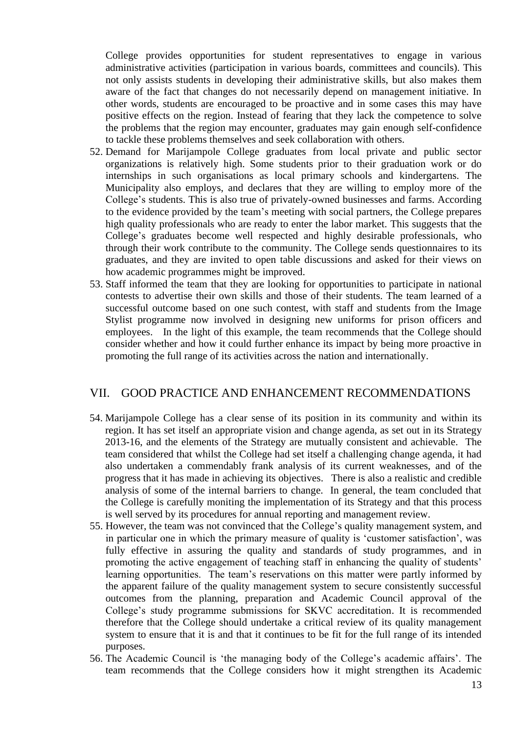College provides opportunities for student representatives to engage in various administrative activities (participation in various boards, committees and councils). This not only assists students in developing their administrative skills, but also makes them aware of the fact that changes do not necessarily depend on management initiative. In other words, students are encouraged to be proactive and in some cases this may have positive effects on the region. Instead of fearing that they lack the competence to solve the problems that the region may encounter, graduates may gain enough self-confidence to tackle these problems themselves and seek collaboration with others.

52. Demand for Marijampole College graduates from local private and public sector organizations is relatively high. Some students prior to their graduation work or do internships in such organisations as local primary schools and kindergartens. The Municipality also employs, and declares that they are willing to employ more of the College's students. This is also true of privately-owned businesses and farms. According to the evidence provided by the team's meeting with social partners, the College prepares high quality professionals who are ready to enter the labor market. This suggests that the College's graduates become well respected and highly desirable professionals, who through their work contribute to the community. The College sends questionnaires to its graduates, and they are invited to open table discussions and asked for their views on how academic programmes might be improved.
53. Staff informed the team that they are looking for opportunities to participate in national contests to advertise their own skills and those of their students. The team learned of a successful outcome based on one such contest, with staff and students from the Image Stylist programme now involved in designing new uniforms for prison officers and employees. In the light of this example, the team recommends that the College should consider whether and how it could further enhance its impact by being more proactive in promoting the full range of its activities across the nation and internationally.

## VII. GOOD PRACTICE AND ENHANCEMENT RECOMMENDATIONS

54. Marijampole College has a clear sense of its position in its community and within its region. It has set itself an appropriate vision and change agenda, as set out in its Strategy 2013-16, and the elements of the Strategy are mutually consistent and achievable. The team considered that whilst the College had set itself a challenging change agenda, it had also undertaken a commendably frank analysis of its current weaknesses, and of the progress that it has made in achieving its objectives. There is also a realistic and credible analysis of some of the internal barriers to change. In general, the team concluded that the College is carefully moniting the implementation of its Strategy and that this process is well served by its procedures for annual reporting and management review.
55. However, the team was not convinced that the College's quality management system, and in particular one in which the primary measure of quality is 'customer satisfaction', was fully effective in assuring the quality and standards of study programmes, and in promoting the active engagement of teaching staff in enhancing the quality of students' learning opportunities. The team's reservations on this matter were partly informed by the apparent failure of the quality management system to secure consistently successful outcomes from the planning, preparation and Academic Council approval of the College's study programme submissions for SKVC accreditation. It is recommended therefore that the College should undertake a critical review of its quality management system to ensure that it is and that it continues to be fit for the full range of its intended purposes.
56. The Academic Council is 'the managing body of the College's academic affairs'. The team recommends that the College considers how it might strengthen its Academic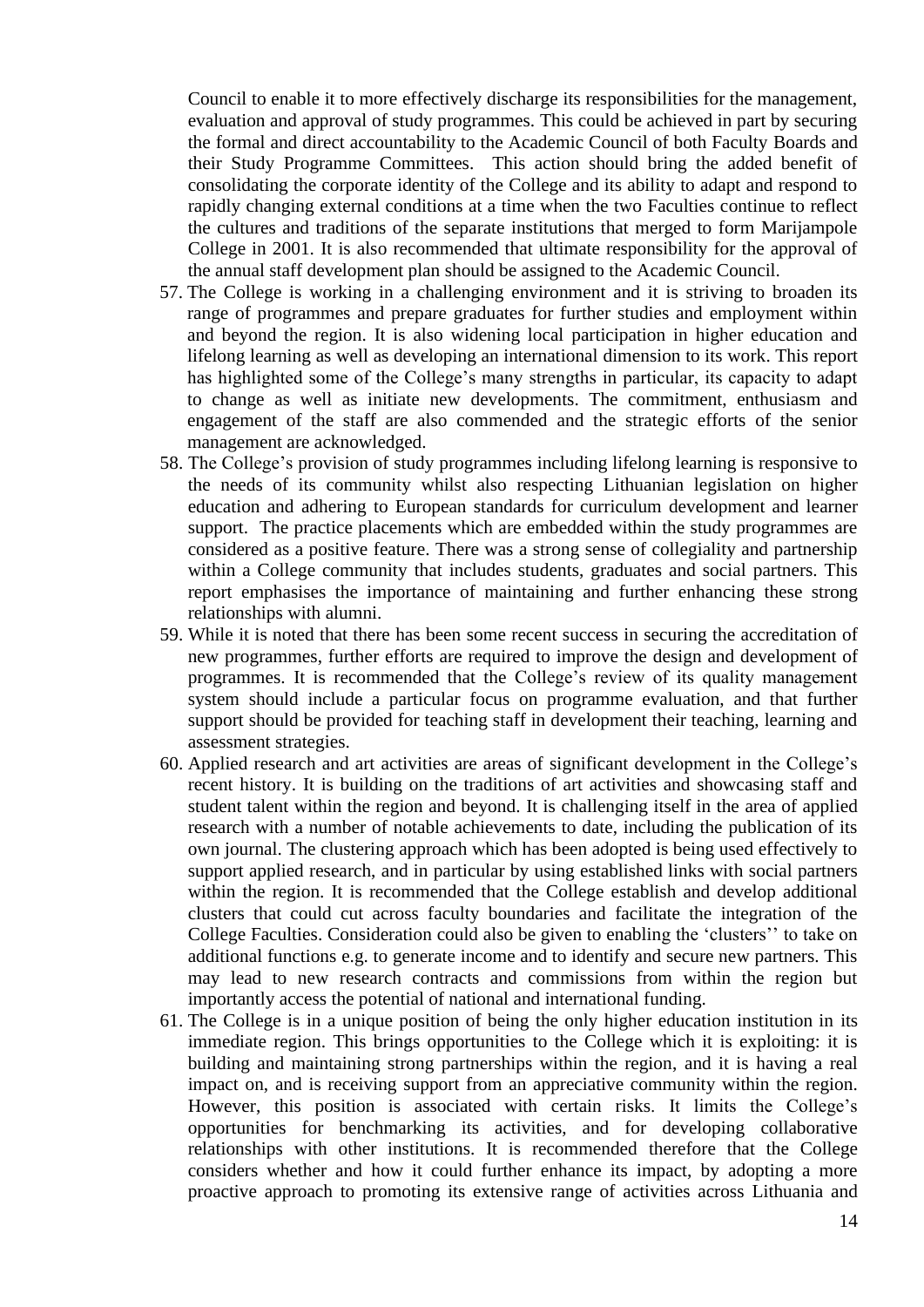Council to enable it to more effectively discharge its responsibilities for the management, evaluation and approval of study programmes. This could be achieved in part by securing the formal and direct accountability to the Academic Council of both Faculty Boards and their Study Programme Committees. This action should bring the added benefit of consolidating the corporate identity of the College and its ability to adapt and respond to rapidly changing external conditions at a time when the two Faculties continue to reflect the cultures and traditions of the separate institutions that merged to form Marijampole College in 2001. It is also recommended that ultimate responsibility for the approval of the annual staff development plan should be assigned to the Academic Council.

57. The College is working in a challenging environment and it is striving to broaden its range of programmes and prepare graduates for further studies and employment within and beyond the region. It is also widening local participation in higher education and lifelong learning as well as developing an international dimension to its work. This report has highlighted some of the College's many strengths in particular, its capacity to adapt to change as well as initiate new developments. The commitment, enthusiasm and engagement of the staff are also commended and the strategic efforts of the senior management are acknowledged.
58. The College's provision of study programmes including lifelong learning is responsive to the needs of its community whilst also respecting Lithuanian legislation on higher education and adhering to European standards for curriculum development and learner support. The practice placements which are embedded within the study programmes are considered as a positive feature. There was a strong sense of collegiality and partnership within a College community that includes students, graduates and social partners. This report emphasises the importance of maintaining and further enhancing these strong relationships with alumni.
59. While it is noted that there has been some recent success in securing the accreditation of new programmes, further efforts are required to improve the design and development of programmes. It is recommended that the College's review of its quality management system should include a particular focus on programme evaluation, and that further support should be provided for teaching staff in development their teaching, learning and assessment strategies.
60. Applied research and art activities are areas of significant development in the College's recent history. It is building on the traditions of art activities and showcasing staff and student talent within the region and beyond. It is challenging itself in the area of applied research with a number of notable achievements to date, including the publication of its own journal. The clustering approach which has been adopted is being used effectively to support applied research, and in particular by using established links with social partners within the region. It is recommended that the College establish and develop additional clusters that could cut across faculty boundaries and facilitate the integration of the College Faculties. Consideration could also be given to enabling the 'clusters'' to take on additional functions e.g. to generate income and to identify and secure new partners. This may lead to new research contracts and commissions from within the region but importantly access the potential of national and international funding.
61. The College is in a unique position of being the only higher education institution in its immediate region. This brings opportunities to the College which it is exploiting: it is building and maintaining strong partnerships within the region, and it is having a real impact on, and is receiving support from an appreciative community within the region. However, this position is associated with certain risks. It limits the College's opportunities for benchmarking its activities, and for developing collaborative relationships with other institutions. It is recommended therefore that the College considers whether and how it could further enhance its impact, by adopting a more proactive approach to promoting its extensive range of activities across Lithuania and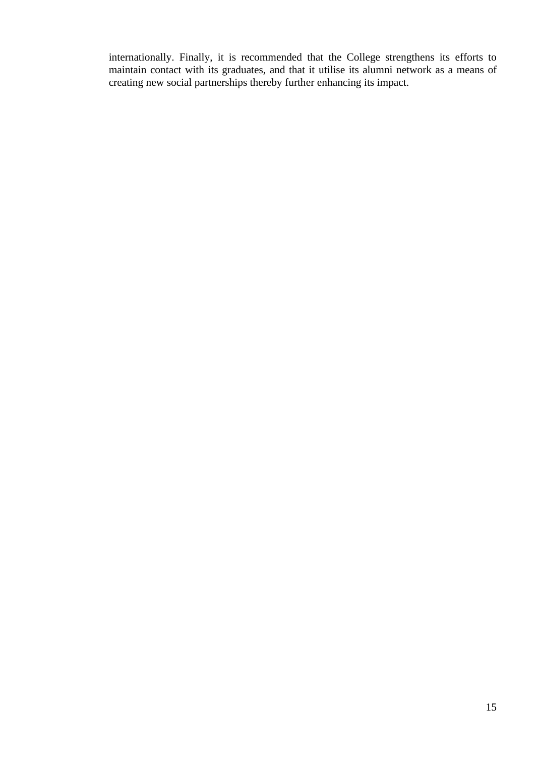internationally. Finally, it is recommended that the College strengthens its efforts to maintain contact with its graduates, and that it utilise its alumni network as a means of creating new social partnerships thereby further enhancing its impact.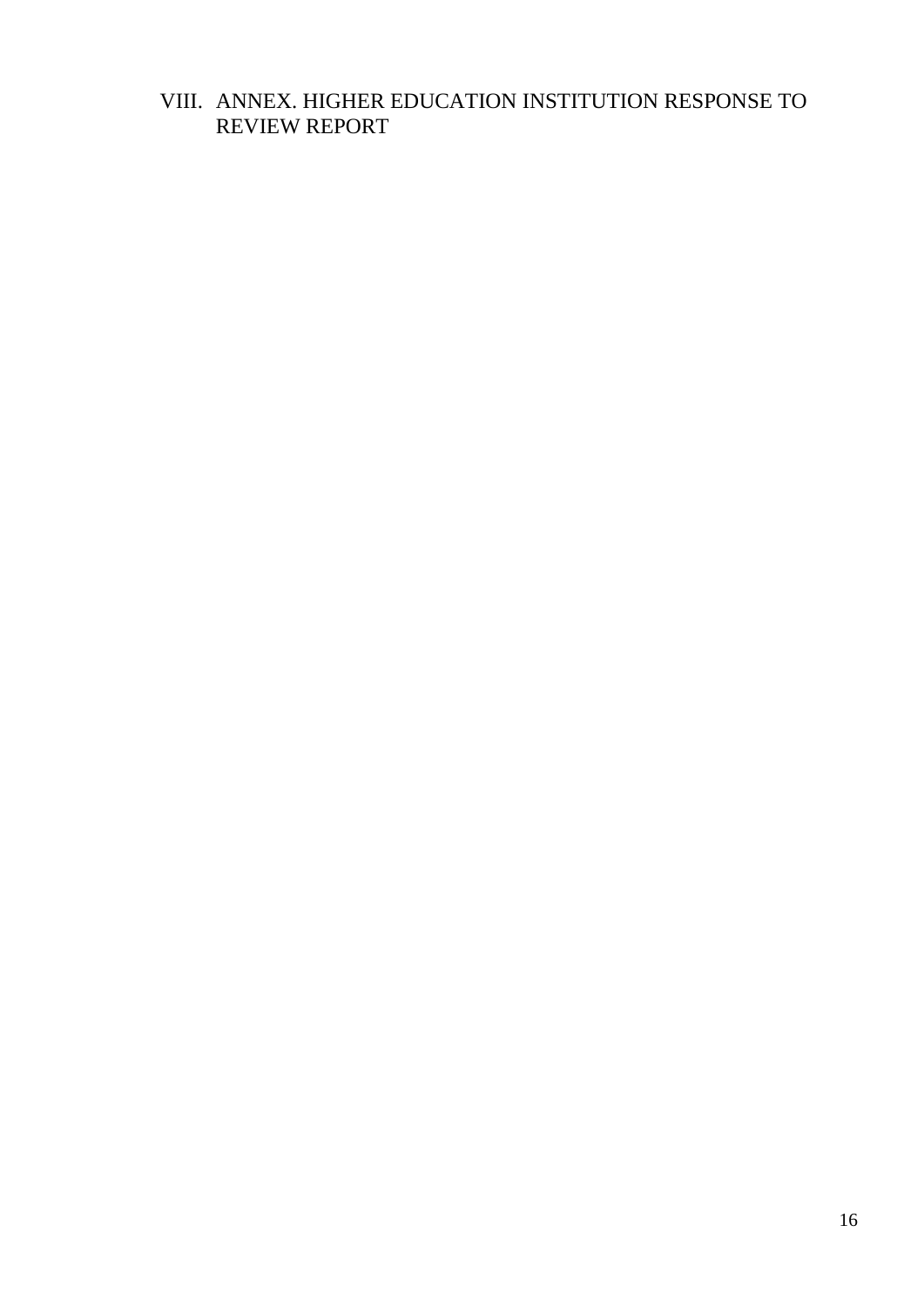# VIII. ANNEX. HIGHER EDUCATION INSTITUTION RESPONSE TO REVIEW REPORT